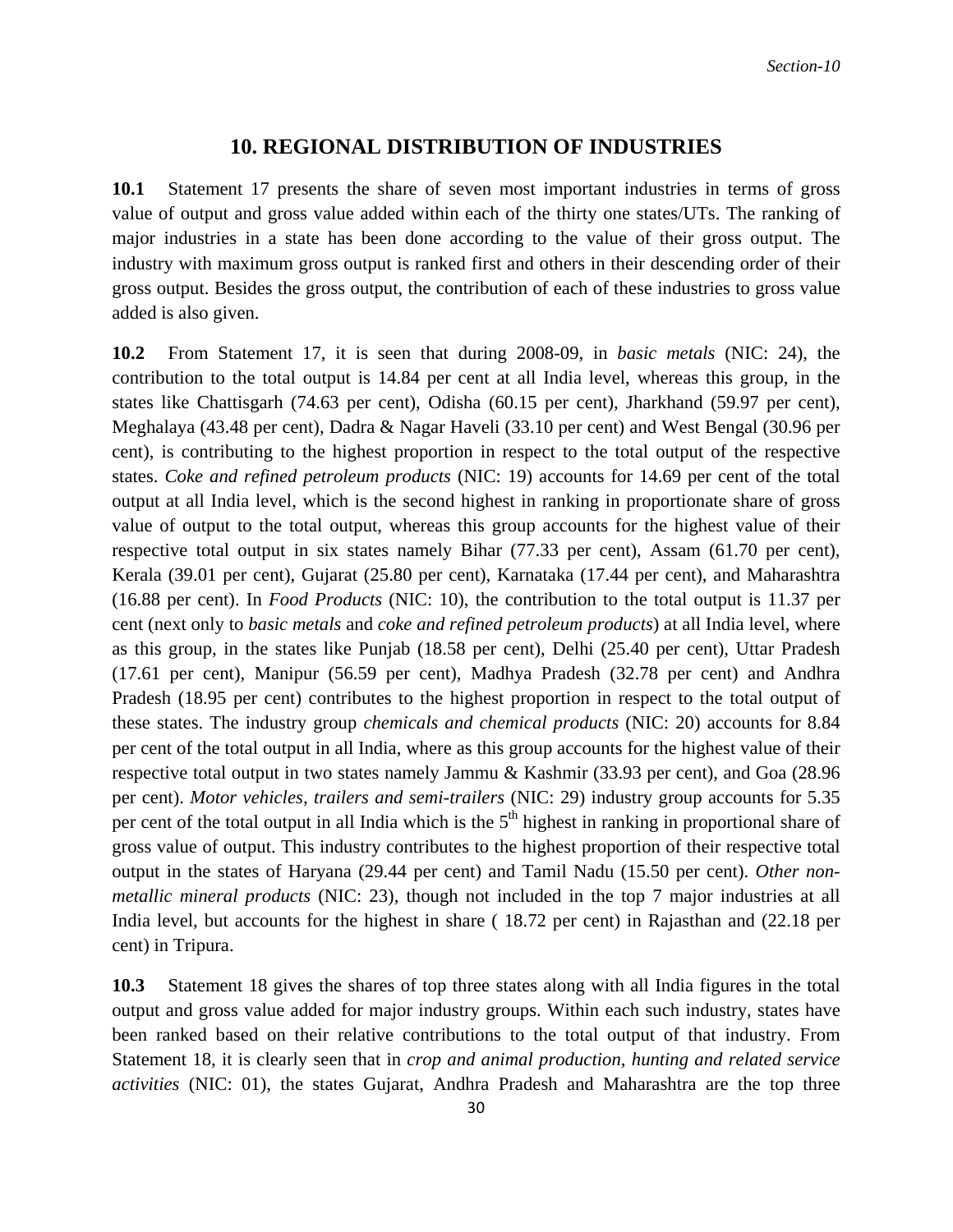# 10. REGIONAL DISTRIBUTION OF INDUSTRIES

**10.1** Statement 17 presents the share of seven most important industries in terms of gross value of output and gross value added within each of the thirty one states/UTs. The ranking of major industries in a state has been done according to the value of their gross output. The industry with maximum gross output is ranked first and others in their descending order of their gross output. Besides the gross output, the contribution of each of these industries to gross value added is also given.

**10.2** From Statement 17, it is seen that during 2008-09, in *basic metals* (NIC: 24), the contribution to the total output is 14.84 per cent at all India level, whereas this group, in the states like Chattisgarh (74.63 per cent), Odisha (60.15 per cent), Jharkhand (59.97 per cent), Meghalaya (43.48 per cent), Dadra & Nagar Haveli (33.10 per cent) and West Bengal (30.96 per cent), is contributing to the highest proportion in respect to the total output of the respective states. *Coke and refined petroleum products* (NIC: 19) accounts for 14.69 per cent of the total output at all India level, which is the second highest in ranking in proportionate share of gross value of output to the total output, whereas this group accounts for the highest value of their respective total output in six states namely Bihar (77.33 per cent), Assam (61.70 per cent), Kerala (39.01 per cent), Gujarat (25.80 per cent), Karnataka (17.44 per cent), and Maharashtra (16.88 per cent). In *Food Products* (NIC: 10), the contribution to the total output is 11.37 per cent (next only to *basic metals* and *coke and refined petroleum products*) at all India level, where as this group, in the states like Punjab (18.58 per cent), Delhi (25.40 per cent), Uttar Pradesh (17.61 per cent), Manipur (56.59 per cent), Madhya Pradesh (32.78 per cent) and Andhra Pradesh (18.95 per cent) contributes to the highest proportion in respect to the total output of these states. The industry group *chemicals and chemical products* (NIC: 20) accounts for 8.84 per cent of the total output in all India, where as this group accounts for the highest value of their respective total output in two states namely Jammu & Kashmir (33.93 per cent), and Goa (28.96 per cent). *Motor vehicles, trailers and semi-trailers* (NIC: 29) industry group accounts for 5.35 per cent of the total output in all India which is the 5th highest in ranking in proportional share of gross value of output. This industry contributes to the highest proportion of their respective total output in the states of Haryana (29.44 per cent) and Tamil Nadu (15.50 per cent). *Other non-metallic mineral products* (NIC: 23), though not included in the top 7 major industries at all India level, but accounts for the highest in share ( 18.72 per cent) in Rajasthan and (22.18 per cent) in Tripura.

**10.3** Statement 18 gives the shares of top three states along with all India figures in the total output and gross value added for major industry groups. Within each such industry, states have been ranked based on their relative contributions to the total output of that industry. From Statement 18, it is clearly seen that in *crop and animal production, hunting and related service activities* (NIC: 01), the states Gujarat, Andhra Pradesh and Maharashtra are the top three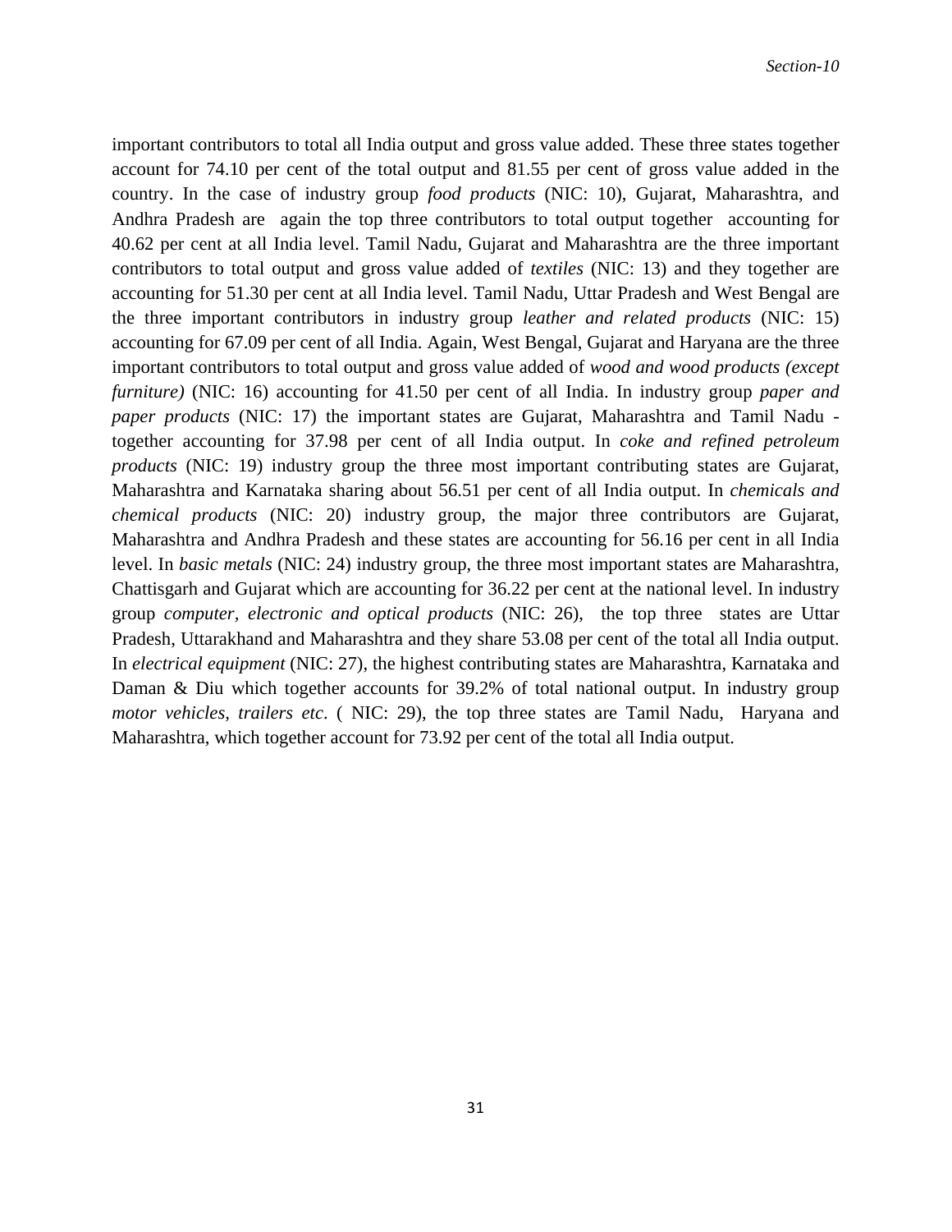important contributors to total all India output and gross value added. These three states together account for 74.10 per cent of the total output and 81.55 per cent of gross value added in the country. In the case of industry group *food products* (NIC: 10), Gujarat, Maharashtra, and Andhra Pradesh are again the top three contributors to total output together accounting for 40.62 per cent at all India level. Tamil Nadu, Gujarat and Maharashtra are the three important contributors to total output and gross value added of *textiles* (NIC: 13) and they together are accounting for 51.30 per cent at all India level. Tamil Nadu, Uttar Pradesh and West Bengal are the three important contributors in industry group *leather and related products* (NIC: 15) accounting for 67.09 per cent of all India. Again, West Bengal, Gujarat and Haryana are the three important contributors to total output and gross value added of *wood and wood products (except furniture)* (NIC: 16) accounting for 41.50 per cent of all India. In industry group *paper and paper products* (NIC: 17) the important states are Gujarat, Maharashtra and Tamil Nadu - together accounting for 37.98 per cent of all India output. In *coke and refined petroleum products* (NIC: 19) industry group the three most important contributing states are Gujarat, Maharashtra and Karnataka sharing about 56.51 per cent of all India output. In *chemicals and chemical products* (NIC: 20) industry group, the major three contributors are Gujarat, Maharashtra and Andhra Pradesh and these states are accounting for 56.16 per cent in all India level. In *basic metals* (NIC: 24) industry group, the three most important states are Maharashtra, Chattisgarh and Gujarat which are accounting for 36.22 per cent at the national level. In industry group *computer, electronic and optical products* (NIC: 26), the top three states are Uttar Pradesh, Uttarakhand and Maharashtra and they share 53.08 per cent of the total all India output. In *electrical equipment* (NIC: 27), the highest contributing states are Maharashtra, Karnataka and Daman & Diu which together accounts for 39.2% of total national output. In industry group *motor vehicles, trailers etc*. ( NIC: 29), the top three states are Tamil Nadu, Haryana and Maharashtra, which together account for 73.92 per cent of the total all India output.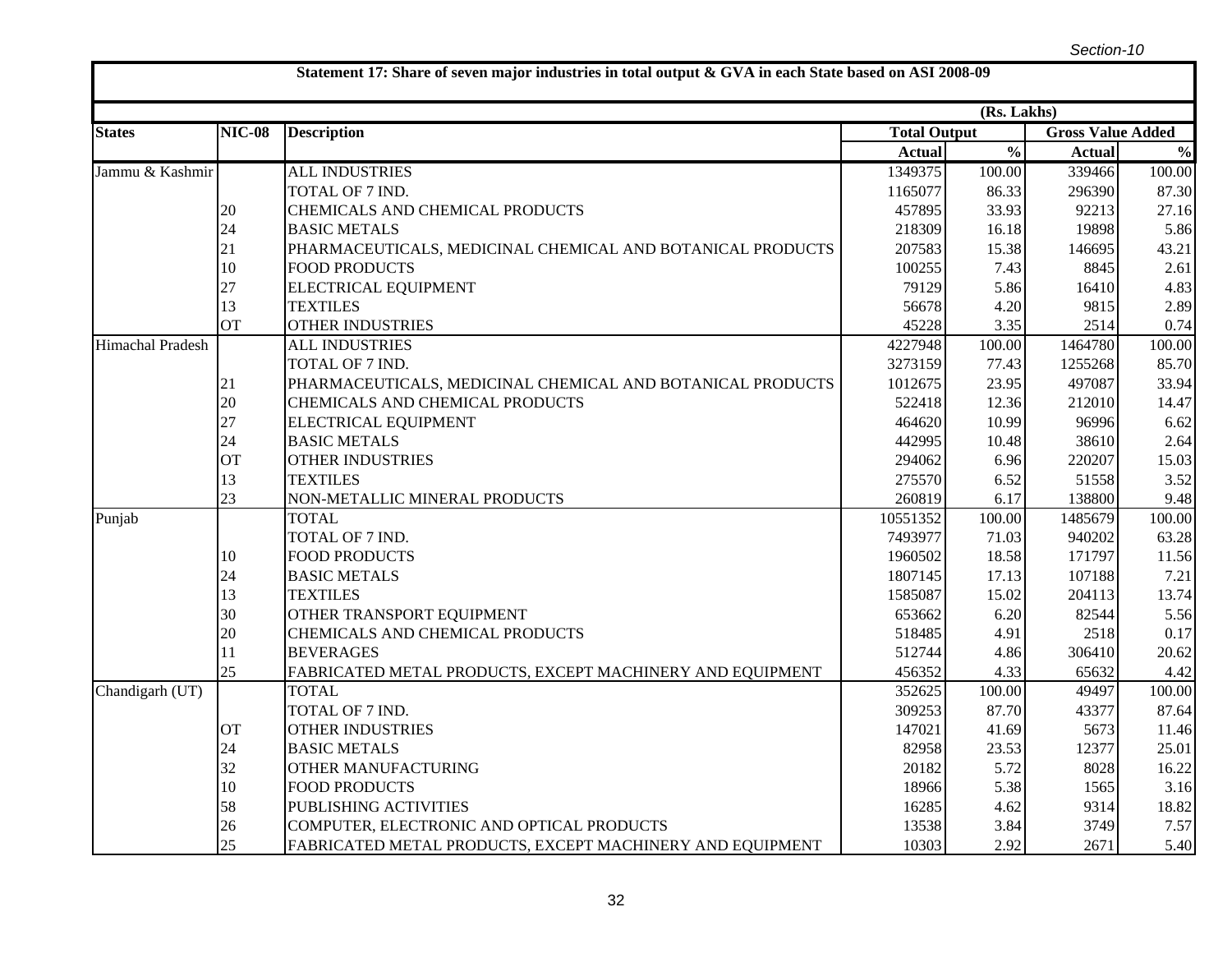Section-10

**Statement 17: Share of seven major industries in total output & GVA in each State based on ASI 2008-09**

(Rs. Lakhs)

| States | NIC-08 | Description | Total Output | | Gross Value Added | |
|---|---|---|---|---|---|---|
| | | | Actual | % | Actual | % |
| Jammu & Kashmir | | ALL INDUSTRIES | 1349375 | 100.00 | 339466 | 100.00 |
| | | TOTAL OF 7 IND. | 1165077 | 86.33 | 296390 | 87.30 |
| | 20 | CHEMICALS AND CHEMICAL PRODUCTS | 457895 | 33.93 | 92213 | 27.16 |
| | 24 | BASIC METALS | 218309 | 16.18 | 19898 | 5.86 |
| | 21 | PHARMACEUTICALS, MEDICINAL CHEMICAL AND BOTANICAL PRODUCTS | 207583 | 15.38 | 146695 | 43.21 |
| | 10 | FOOD PRODUCTS | 100255 | 7.43 | 8845 | 2.61 |
| | 27 | ELECTRICAL EQUIPMENT | 79129 | 5.86 | 16410 | 4.83 |
| | 13 | TEXTILES | 56678 | 4.20 | 9815 | 2.89 |
| | OT | OTHER INDUSTRIES | 45228 | 3.35 | 2514 | 0.74 |
| Himachal Pradesh | | ALL INDUSTRIES | 4227948 | 100.00 | 1464780 | 100.00 |
| | | TOTAL OF 7 IND. | 3273159 | 77.43 | 1255268 | 85.70 |
| | 21 | PHARMACEUTICALS, MEDICINAL CHEMICAL AND BOTANICAL PRODUCTS | 1012675 | 23.95 | 497087 | 33.94 |
| | 20 | CHEMICALS AND CHEMICAL PRODUCTS | 522418 | 12.36 | 212010 | 14.47 |
| | 27 | ELECTRICAL EQUIPMENT | 464620 | 10.99 | 96996 | 6.62 |
| | 24 | BASIC METALS | 442995 | 10.48 | 38610 | 2.64 |
| | OT | OTHER INDUSTRIES | 294062 | 6.96 | 220207 | 15.03 |
| | 13 | TEXTILES | 275570 | 6.52 | 51558 | 3.52 |
| | 23 | NON-METALLIC MINERAL PRODUCTS | 260819 | 6.17 | 138800 | 9.48 |
| Punjab | | TOTAL | 10551352 | 100.00 | 1485679 | 100.00 |
| | | TOTAL OF 7 IND. | 7493977 | 71.03 | 940202 | 63.28 |
| | 10 | FOOD PRODUCTS | 1960502 | 18.58 | 171797 | 11.56 |
| | 24 | BASIC METALS | 1807145 | 17.13 | 107188 | 7.21 |
| | 13 | TEXTILES | 1585087 | 15.02 | 204113 | 13.74 |
| | 30 | OTHER TRANSPORT EQUIPMENT | 653662 | 6.20 | 82544 | 5.56 |
| | 20 | CHEMICALS AND CHEMICAL PRODUCTS | 518485 | 4.91 | 2518 | 0.17 |
| | 11 | BEVERAGES | 512744 | 4.86 | 306410 | 20.62 |
| | 25 | FABRICATED METAL PRODUCTS, EXCEPT MACHINERY AND EQUIPMENT | 456352 | 4.33 | 65632 | 4.42 |
| Chandigarh (UT) | | TOTAL | 352625 | 100.00 | 49497 | 100.00 |
| | | TOTAL OF 7 IND. | 309253 | 87.70 | 43377 | 87.64 |
| | OT | OTHER INDUSTRIES | 147021 | 41.69 | 5673 | 11.46 |
| | 24 | BASIC METALS | 82958 | 23.53 | 12377 | 25.01 |
| | 32 | OTHER MANUFACTURING | 20182 | 5.72 | 8028 | 16.22 |
| | 10 | FOOD PRODUCTS | 18966 | 5.38 | 1565 | 3.16 |
| | 58 | PUBLISHING ACTIVITIES | 16285 | 4.62 | 9314 | 18.82 |
| | 26 | COMPUTER, ELECTRONIC AND OPTICAL PRODUCTS | 13538 | 3.84 | 3749 | 7.57 |
| | 25 | FABRICATED METAL PRODUCTS, EXCEPT MACHINERY AND EQUIPMENT | 10303 | 2.92 | 2671 | 5.40 |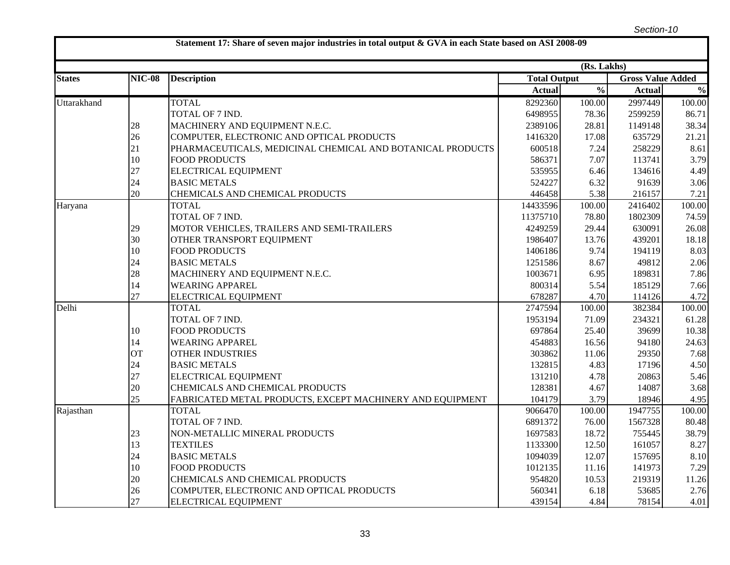Section-10

## Statement 17: Share of seven major industries in total output & GVA in each State based on ASI 2008-09

(Rs. Lakhs)

| States | NIC-08 | Description | Total Output | | Gross Value Added | |
|---|---|---|---|---|---|---|
| | | | Actual | % | Actual | % |
| Uttarakhand | | TOTAL | 8292360 | 100.00 | 2997449 | 100.00 |
| | | TOTAL OF 7 IND. | 6498955 | 78.36 | 2599259 | 86.71 |
| | 28 | MACHINERY AND EQUIPMENT N.E.C. | 2389106 | 28.81 | 1149148 | 38.34 |
| | 26 | COMPUTER, ELECTRONIC AND OPTICAL PRODUCTS | 1416320 | 17.08 | 635729 | 21.21 |
| | 21 | PHARMACEUTICALS, MEDICINAL CHEMICAL AND BOTANICAL PRODUCTS | 600518 | 7.24 | 258229 | 8.61 |
| | 10 | FOOD PRODUCTS | 586371 | 7.07 | 113741 | 3.79 |
| | 27 | ELECTRICAL EQUIPMENT | 535955 | 6.46 | 134616 | 4.49 |
| | 24 | BASIC METALS | 524227 | 6.32 | 91639 | 3.06 |
| | 20 | CHEMICALS AND CHEMICAL PRODUCTS | 446458 | 5.38 | 216157 | 7.21 |
| Haryana | | TOTAL | 14433596 | 100.00 | 2416402 | 100.00 |
| | | TOTAL OF 7 IND. | 11375710 | 78.80 | 1802309 | 74.59 |
| | 29 | MOTOR VEHICLES, TRAILERS AND SEMI-TRAILERS | 4249259 | 29.44 | 630091 | 26.08 |
| | 30 | OTHER TRANSPORT EQUIPMENT | 1986407 | 13.76 | 439201 | 18.18 |
| | 10 | FOOD PRODUCTS | 1406186 | 9.74 | 194119 | 8.03 |
| | 24 | BASIC METALS | 1251586 | 8.67 | 49812 | 2.06 |
| | 28 | MACHINERY AND EQUIPMENT N.E.C. | 1003671 | 6.95 | 189831 | 7.86 |
| | 14 | WEARING APPAREL | 800314 | 5.54 | 185129 | 7.66 |
| | 27 | ELECTRICAL EQUIPMENT | 678287 | 4.70 | 114126 | 4.72 |
| Delhi | | TOTAL | 2747594 | 100.00 | 382384 | 100.00 |
| | | TOTAL OF 7 IND. | 1953194 | 71.09 | 234321 | 61.28 |
| | 10 | FOOD PRODUCTS | 697864 | 25.40 | 39699 | 10.38 |
| | 14 | WEARING APPAREL | 454883 | 16.56 | 94180 | 24.63 |
| | OT | OTHER INDUSTRIES | 303862 | 11.06 | 29350 | 7.68 |
| | 24 | BASIC METALS | 132815 | 4.83 | 17196 | 4.50 |
| | 27 | ELECTRICAL EQUIPMENT | 131210 | 4.78 | 20863 | 5.46 |
| | 20 | CHEMICALS AND CHEMICAL PRODUCTS | 128381 | 4.67 | 14087 | 3.68 |
| | 25 | FABRICATED METAL PRODUCTS, EXCEPT MACHINERY AND EQUIPMENT | 104179 | 3.79 | 18946 | 4.95 |
| Rajasthan | | TOTAL | 9066470 | 100.00 | 1947755 | 100.00 |
| | | TOTAL OF 7 IND. | 6891372 | 76.00 | 1567328 | 80.48 |
| | 23 | NON-METALLIC MINERAL PRODUCTS | 1697583 | 18.72 | 755445 | 38.79 |
| | 13 | TEXTILES | 1133300 | 12.50 | 161057 | 8.27 |
| | 24 | BASIC METALS | 1094039 | 12.07 | 157695 | 8.10 |
| | 10 | FOOD PRODUCTS | 1012135 | 11.16 | 141973 | 7.29 |
| | 20 | CHEMICALS AND CHEMICAL PRODUCTS | 954820 | 10.53 | 219319 | 11.26 |
| | 26 | COMPUTER, ELECTRONIC AND OPTICAL PRODUCTS | 560341 | 6.18 | 53685 | 2.76 |
| | 27 | ELECTRICAL EQUIPMENT | 439154 | 4.84 | 78154 | 4.01 |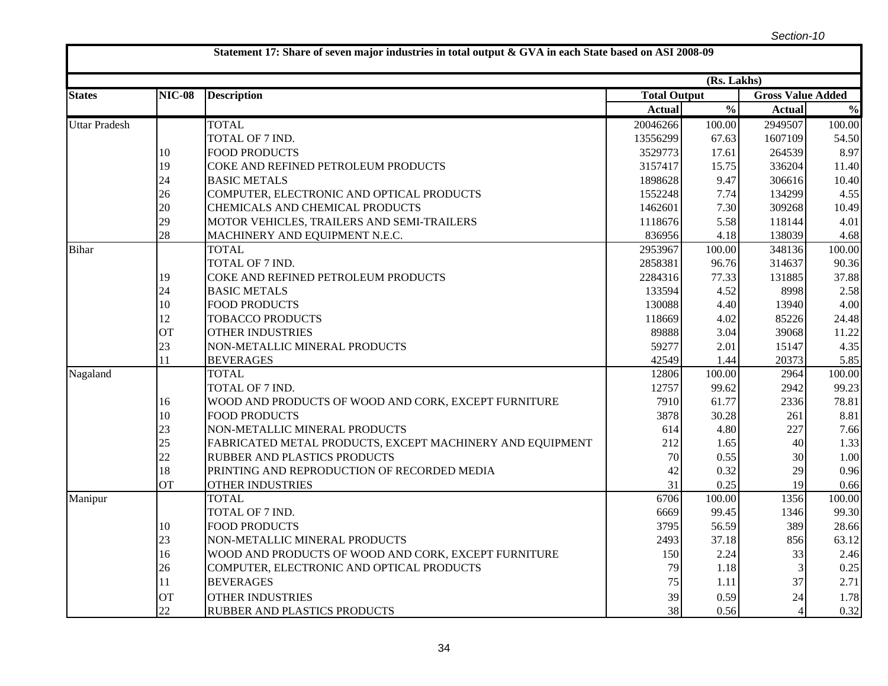Section-10

**Statement 17: Share of seven major industries in total output & GVA in each State based on ASI 2008-09**

(Rs. Lakhs)

| States | NIC-08 | Description | Total Output | | Gross Value Added | |
|---|---|---|---|---|---|---|
| | | | Actual | % | Actual | % |
| Uttar Pradesh | | TOTAL | 20046266 | 100.00 | 2949507 | 100.00 |
| | | TOTAL OF 7 IND. | 13556299 | 67.63 | 1607109 | 54.50 |
| | 10 | FOOD PRODUCTS | 3529773 | 17.61 | 264539 | 8.97 |
| | 19 | COKE AND REFINED PETROLEUM PRODUCTS | 3157417 | 15.75 | 336204 | 11.40 |
| | 24 | BASIC METALS | 1898628 | 9.47 | 306616 | 10.40 |
| | 26 | COMPUTER, ELECTRONIC AND OPTICAL PRODUCTS | 1552248 | 7.74 | 134299 | 4.55 |
| | 20 | CHEMICALS AND CHEMICAL PRODUCTS | 1462601 | 7.30 | 309268 | 10.49 |
| | 29 | MOTOR VEHICLES, TRAILERS AND SEMI-TRAILERS | 1118676 | 5.58 | 118144 | 4.01 |
| | 28 | MACHINERY AND EQUIPMENT N.E.C. | 836956 | 4.18 | 138039 | 4.68 |
| Bihar | | TOTAL | 2953967 | 100.00 | 348136 | 100.00 |
| | | TOTAL OF 7 IND. | 2858381 | 96.76 | 314637 | 90.36 |
| | 19 | COKE AND REFINED PETROLEUM PRODUCTS | 2284316 | 77.33 | 131885 | 37.88 |
| | 24 | BASIC METALS | 133594 | 4.52 | 8998 | 2.58 |
| | 10 | FOOD PRODUCTS | 130088 | 4.40 | 13940 | 4.00 |
| | 12 | TOBACCO PRODUCTS | 118669 | 4.02 | 85226 | 24.48 |
| | OT | OTHER INDUSTRIES | 89888 | 3.04 | 39068 | 11.22 |
| | 23 | NON-METALLIC MINERAL PRODUCTS | 59277 | 2.01 | 15147 | 4.35 |
| | 11 | BEVERAGES | 42549 | 1.44 | 20373 | 5.85 |
| Nagaland | | TOTAL | 12806 | 100.00 | 2964 | 100.00 |
| | | TOTAL OF 7 IND. | 12757 | 99.62 | 2942 | 99.23 |
| | 16 | WOOD AND PRODUCTS OF WOOD AND CORK, EXCEPT FURNITURE | 7910 | 61.77 | 2336 | 78.81 |
| | 10 | FOOD PRODUCTS | 3878 | 30.28 | 261 | 8.81 |
| | 23 | NON-METALLIC MINERAL PRODUCTS | 614 | 4.80 | 227 | 7.66 |
| | 25 | FABRICATED METAL PRODUCTS, EXCEPT MACHINERY AND EQUIPMENT | 212 | 1.65 | 40 | 1.33 |
| | 22 | RUBBER AND PLASTICS PRODUCTS | 70 | 0.55 | 30 | 1.00 |
| | 18 | PRINTING AND REPRODUCTION OF RECORDED MEDIA | 42 | 0.32 | 29 | 0.96 |
| | OT | OTHER INDUSTRIES | 31 | 0.25 | 19 | 0.66 |
| Manipur | | TOTAL | 6706 | 100.00 | 1356 | 100.00 |
| | | TOTAL OF 7 IND. | 6669 | 99.45 | 1346 | 99.30 |
| | 10 | FOOD PRODUCTS | 3795 | 56.59 | 389 | 28.66 |
| | 23 | NON-METALLIC MINERAL PRODUCTS | 2493 | 37.18 | 856 | 63.12 |
| | 16 | WOOD AND PRODUCTS OF WOOD AND CORK, EXCEPT FURNITURE | 150 | 2.24 | 33 | 2.46 |
| | 26 | COMPUTER, ELECTRONIC AND OPTICAL PRODUCTS | 79 | 1.18 | 3 | 0.25 |
| | 11 | BEVERAGES | 75 | 1.11 | 37 | 2.71 |
| | OT | OTHER INDUSTRIES | 39 | 0.59 | 24 | 1.78 |
| | 22 | RUBBER AND PLASTICS PRODUCTS | 38 | 0.56 | 4 | 0.32 |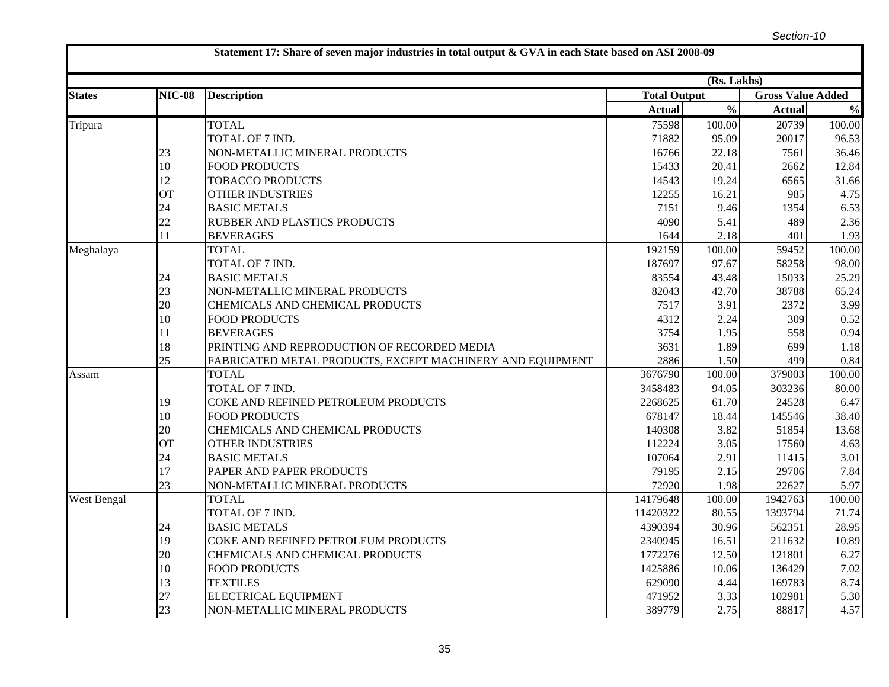## Statement 17: Share of seven major industries in total output & GVA in each State based on ASI 2008-09

(Rs. Lakhs)

| States | NIC-08 | Description | Total Output | | Gross Value Added | |
|---|---|---|---|---|---|---|
| | | | Actual | % | Actual | % |
| Tripura | | TOTAL | 75598 | 100.00 | 20739 | 100.00 |
| | | TOTAL OF 7 IND. | 71882 | 95.09 | 20017 | 96.53 |
| | 23 | NON-METALLIC MINERAL PRODUCTS | 16766 | 22.18 | 7561 | 36.46 |
| | 10 | FOOD PRODUCTS | 15433 | 20.41 | 2662 | 12.84 |
| | 12 | TOBACCO PRODUCTS | 14543 | 19.24 | 6565 | 31.66 |
| | OT | OTHER INDUSTRIES | 12255 | 16.21 | 985 | 4.75 |
| | 24 | BASIC METALS | 7151 | 9.46 | 1354 | 6.53 |
| | 22 | RUBBER AND PLASTICS PRODUCTS | 4090 | 5.41 | 489 | 2.36 |
| | 11 | BEVERAGES | 1644 | 2.18 | 401 | 1.93 |
| Meghalaya | | TOTAL | 192159 | 100.00 | 59452 | 100.00 |
| | | TOTAL OF 7 IND. | 187697 | 97.67 | 58258 | 98.00 |
| | 24 | BASIC METALS | 83554 | 43.48 | 15033 | 25.29 |
| | 23 | NON-METALLIC MINERAL PRODUCTS | 82043 | 42.70 | 38788 | 65.24 |
| | 20 | CHEMICALS AND CHEMICAL PRODUCTS | 7517 | 3.91 | 2372 | 3.99 |
| | 10 | FOOD PRODUCTS | 4312 | 2.24 | 309 | 0.52 |
| | 11 | BEVERAGES | 3754 | 1.95 | 558 | 0.94 |
| | 18 | PRINTING AND REPRODUCTION OF RECORDED MEDIA | 3631 | 1.89 | 699 | 1.18 |
| | 25 | FABRICATED METAL PRODUCTS, EXCEPT MACHINERY AND EQUIPMENT | 2886 | 1.50 | 499 | 0.84 |
| Assam | | TOTAL | 3676790 | 100.00 | 379003 | 100.00 |
| | | TOTAL OF 7 IND. | 3458483 | 94.05 | 303236 | 80.00 |
| | 19 | COKE AND REFINED PETROLEUM PRODUCTS | 2268625 | 61.70 | 24528 | 6.47 |
| | 10 | FOOD PRODUCTS | 678147 | 18.44 | 145546 | 38.40 |
| | 20 | CHEMICALS AND CHEMICAL PRODUCTS | 140308 | 3.82 | 51854 | 13.68 |
| | OT | OTHER INDUSTRIES | 112224 | 3.05 | 17560 | 4.63 |
| | 24 | BASIC METALS | 107064 | 2.91 | 11415 | 3.01 |
| | 17 | PAPER AND PAPER PRODUCTS | 79195 | 2.15 | 29706 | 7.84 |
| | 23 | NON-METALLIC MINERAL PRODUCTS | 72920 | 1.98 | 22627 | 5.97 |
| West Bengal | | TOTAL | 14179648 | 100.00 | 1942763 | 100.00 |
| | | TOTAL OF 7 IND. | 11420322 | 80.55 | 1393794 | 71.74 |
| | 24 | BASIC METALS | 4390394 | 30.96 | 562351 | 28.95 |
| | 19 | COKE AND REFINED PETROLEUM PRODUCTS | 2340945 | 16.51 | 211632 | 10.89 |
| | 20 | CHEMICALS AND CHEMICAL PRODUCTS | 1772276 | 12.50 | 121801 | 6.27 |
| | 10 | FOOD PRODUCTS | 1425886 | 10.06 | 136429 | 7.02 |
| | 13 | TEXTILES | 629090 | 4.44 | 169783 | 8.74 |
| | 27 | ELECTRICAL EQUIPMENT | 471952 | 3.33 | 102981 | 5.30 |
| | 23 | NON-METALLIC MINERAL PRODUCTS | 389779 | 2.75 | 88817 | 4.57 |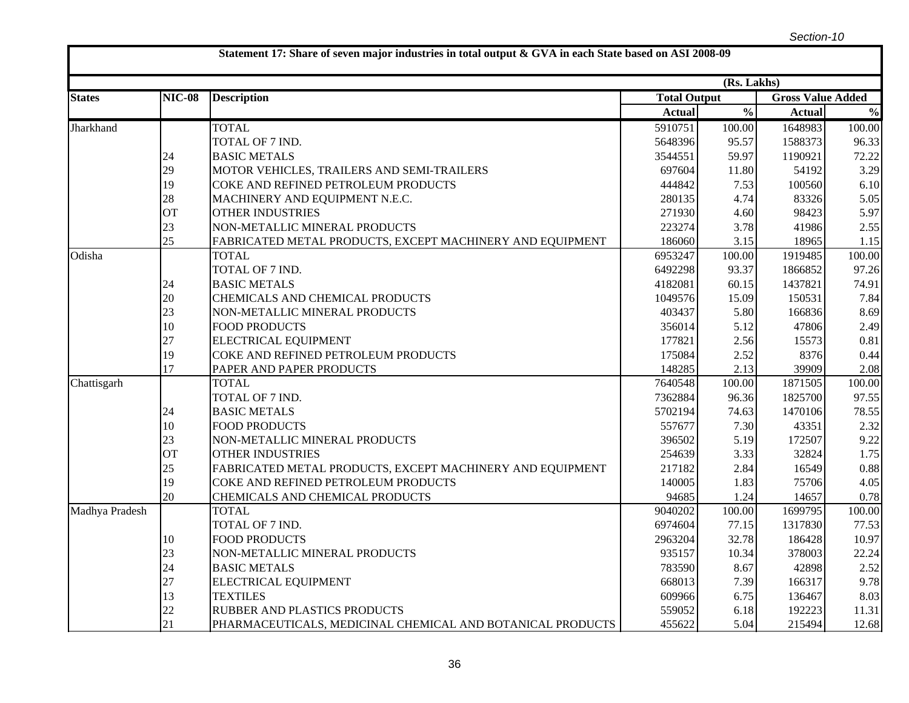Section-10

## Statement 17: Share of seven major industries in total output & GVA in each State based on ASI 2008-09

(Rs. Lakhs)

| States | NIC-08 | Description | Total Output | | Gross Value Added | |
|---|---|---|---|---|---|---|
| | | | Actual | % | Actual | % |
| Jharkhand | | TOTAL | 5910751 | 100.00 | 1648983 | 100.00 |
| | | TOTAL OF 7 IND. | 5648396 | 95.57 | 1588373 | 96.33 |
| | 24 | BASIC METALS | 3544551 | 59.97 | 1190921 | 72.22 |
| | 29 | MOTOR VEHICLES, TRAILERS AND SEMI-TRAILERS | 697604 | 11.80 | 54192 | 3.29 |
| | 19 | COKE AND REFINED PETROLEUM PRODUCTS | 444842 | 7.53 | 100560 | 6.10 |
| | 28 | MACHINERY AND EQUIPMENT N.E.C. | 280135 | 4.74 | 83326 | 5.05 |
| | OT | OTHER INDUSTRIES | 271930 | 4.60 | 98423 | 5.97 |
| | 23 | NON-METALLIC MINERAL PRODUCTS | 223274 | 3.78 | 41986 | 2.55 |
| | 25 | FABRICATED METAL PRODUCTS, EXCEPT MACHINERY AND EQUIPMENT | 186060 | 3.15 | 18965 | 1.15 |
| Odisha | | TOTAL | 6953247 | 100.00 | 1919485 | 100.00 |
| | | TOTAL OF 7 IND. | 6492298 | 93.37 | 1866852 | 97.26 |
| | 24 | BASIC METALS | 4182081 | 60.15 | 1437821 | 74.91 |
| | 20 | CHEMICALS AND CHEMICAL PRODUCTS | 1049576 | 15.09 | 150531 | 7.84 |
| | 23 | NON-METALLIC MINERAL PRODUCTS | 403437 | 5.80 | 166836 | 8.69 |
| | 10 | FOOD PRODUCTS | 356014 | 5.12 | 47806 | 2.49 |
| | 27 | ELECTRICAL EQUIPMENT | 177821 | 2.56 | 15573 | 0.81 |
| | 19 | COKE AND REFINED PETROLEUM PRODUCTS | 175084 | 2.52 | 8376 | 0.44 |
| | 17 | PAPER AND PAPER PRODUCTS | 148285 | 2.13 | 39909 | 2.08 |
| Chattisgarh | | TOTAL | 7640548 | 100.00 | 1871505 | 100.00 |
| | | TOTAL OF 7 IND. | 7362884 | 96.36 | 1825700 | 97.55 |
| | 24 | BASIC METALS | 5702194 | 74.63 | 1470106 | 78.55 |
| | 10 | FOOD PRODUCTS | 557677 | 7.30 | 43351 | 2.32 |
| | 23 | NON-METALLIC MINERAL PRODUCTS | 396502 | 5.19 | 172507 | 9.22 |
| | OT | OTHER INDUSTRIES | 254639 | 3.33 | 32824 | 1.75 |
| | 25 | FABRICATED METAL PRODUCTS, EXCEPT MACHINERY AND EQUIPMENT | 217182 | 2.84 | 16549 | 0.88 |
| | 19 | COKE AND REFINED PETROLEUM PRODUCTS | 140005 | 1.83 | 75706 | 4.05 |
| | 20 | CHEMICALS AND CHEMICAL PRODUCTS | 94685 | 1.24 | 14657 | 0.78 |
| Madhya Pradesh | | TOTAL | 9040202 | 100.00 | 1699795 | 100.00 |
| | | TOTAL OF 7 IND. | 6974604 | 77.15 | 1317830 | 77.53 |
| | 10 | FOOD PRODUCTS | 2963204 | 32.78 | 186428 | 10.97 |
| | 23 | NON-METALLIC MINERAL PRODUCTS | 935157 | 10.34 | 378003 | 22.24 |
| | 24 | BASIC METALS | 783590 | 8.67 | 42898 | 2.52 |
| | 27 | ELECTRICAL EQUIPMENT | 668013 | 7.39 | 166317 | 9.78 |
| | 13 | TEXTILES | 609966 | 6.75 | 136467 | 8.03 |
| | 22 | RUBBER AND PLASTICS PRODUCTS | 559052 | 6.18 | 192223 | 11.31 |
| | 21 | PHARMACEUTICALS, MEDICINAL CHEMICAL AND BOTANICAL PRODUCTS | 455622 | 5.04 | 215494 | 12.68 |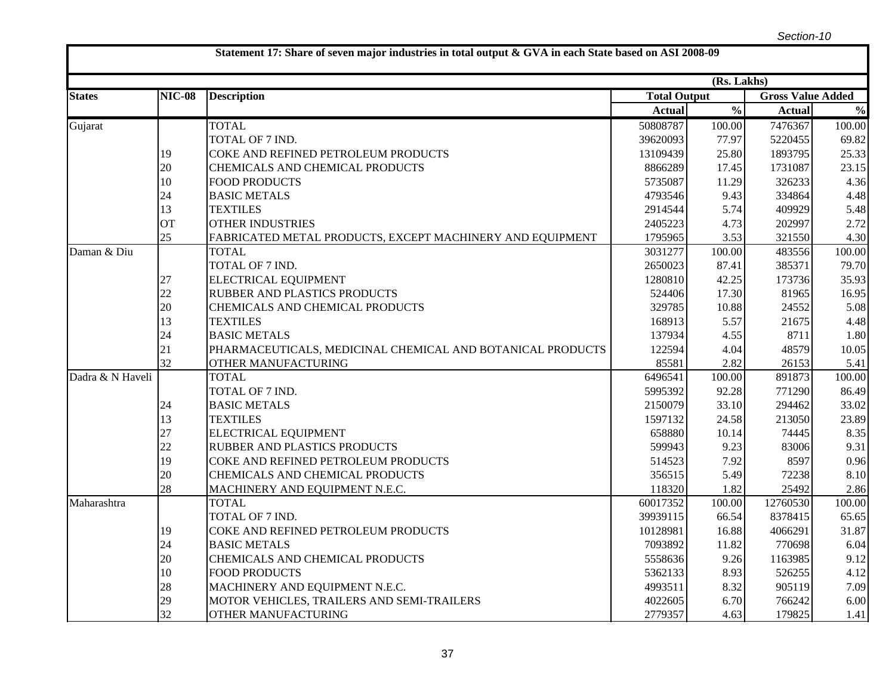Section-10

**Statement 17: Share of seven major industries in total output & GVA in each State based on ASI 2008-09**

(Rs. Lakhs)

| States | NIC-08 | Description | Total Output | | Gross Value Added | |
|---|---|---|---|---|---|---|
| | | | Actual | % | Actual | % |
| Gujarat | | TOTAL | 50808787 | 100.00 | 7476367 | 100.00 |
| | | TOTAL OF 7 IND. | 39620093 | 77.97 | 5220455 | 69.82 |
| | 19 | COKE AND REFINED PETROLEUM PRODUCTS | 13109439 | 25.80 | 1893795 | 25.33 |
| | 20 | CHEMICALS AND CHEMICAL PRODUCTS | 8866289 | 17.45 | 1731087 | 23.15 |
| | 10 | FOOD PRODUCTS | 5735087 | 11.29 | 326233 | 4.36 |
| | 24 | BASIC METALS | 4793546 | 9.43 | 334864 | 4.48 |
| | 13 | TEXTILES | 2914544 | 5.74 | 409929 | 5.48 |
| | OT | OTHER INDUSTRIES | 2405223 | 4.73 | 202997 | 2.72 |
| | 25 | FABRICATED METAL PRODUCTS, EXCEPT MACHINERY AND EQUIPMENT | 1795965 | 3.53 | 321550 | 4.30 |
| Daman & Diu | | TOTAL | 3031277 | 100.00 | 483556 | 100.00 |
| | | TOTAL OF 7 IND. | 2650023 | 87.41 | 385371 | 79.70 |
| | 27 | ELECTRICAL EQUIPMENT | 1280810 | 42.25 | 173736 | 35.93 |
| | 22 | RUBBER AND PLASTICS PRODUCTS | 524406 | 17.30 | 81965 | 16.95 |
| | 20 | CHEMICALS AND CHEMICAL PRODUCTS | 329785 | 10.88 | 24552 | 5.08 |
| | 13 | TEXTILES | 168913 | 5.57 | 21675 | 4.48 |
| | 24 | BASIC METALS | 137934 | 4.55 | 8711 | 1.80 |
| | 21 | PHARMACEUTICALS, MEDICINAL CHEMICAL AND BOTANICAL PRODUCTS | 122594 | 4.04 | 48579 | 10.05 |
| | 32 | OTHER MANUFACTURING | 85581 | 2.82 | 26153 | 5.41 |
| Dadra & N Haveli | | TOTAL | 6496541 | 100.00 | 891873 | 100.00 |
| | | TOTAL OF 7 IND. | 5995392 | 92.28 | 771290 | 86.49 |
| | 24 | BASIC METALS | 2150079 | 33.10 | 294462 | 33.02 |
| | 13 | TEXTILES | 1597132 | 24.58 | 213050 | 23.89 |
| | 27 | ELECTRICAL EQUIPMENT | 658880 | 10.14 | 74445 | 8.35 |
| | 22 | RUBBER AND PLASTICS PRODUCTS | 599943 | 9.23 | 83006 | 9.31 |
| | 19 | COKE AND REFINED PETROLEUM PRODUCTS | 514523 | 7.92 | 8597 | 0.96 |
| | 20 | CHEMICALS AND CHEMICAL PRODUCTS | 356515 | 5.49 | 72238 | 8.10 |
| | 28 | MACHINERY AND EQUIPMENT N.E.C. | 118320 | 1.82 | 25492 | 2.86 |
| Maharashtra | | TOTAL | 60017352 | 100.00 | 12760530 | 100.00 |
| | | TOTAL OF 7 IND. | 39939115 | 66.54 | 8378415 | 65.65 |
| | 19 | COKE AND REFINED PETROLEUM PRODUCTS | 10128981 | 16.88 | 4066291 | 31.87 |
| | 24 | BASIC METALS | 7093892 | 11.82 | 770698 | 6.04 |
| | 20 | CHEMICALS AND CHEMICAL PRODUCTS | 5558636 | 9.26 | 1163985 | 9.12 |
| | 10 | FOOD PRODUCTS | 5362133 | 8.93 | 526255 | 4.12 |
| | 28 | MACHINERY AND EQUIPMENT N.E.C. | 4993511 | 8.32 | 905119 | 7.09 |
| | 29 | MOTOR VEHICLES, TRAILERS AND SEMI-TRAILERS | 4022605 | 6.70 | 766242 | 6.00 |
| | 32 | OTHER MANUFACTURING | 2779357 | 4.63 | 179825 | 1.41 |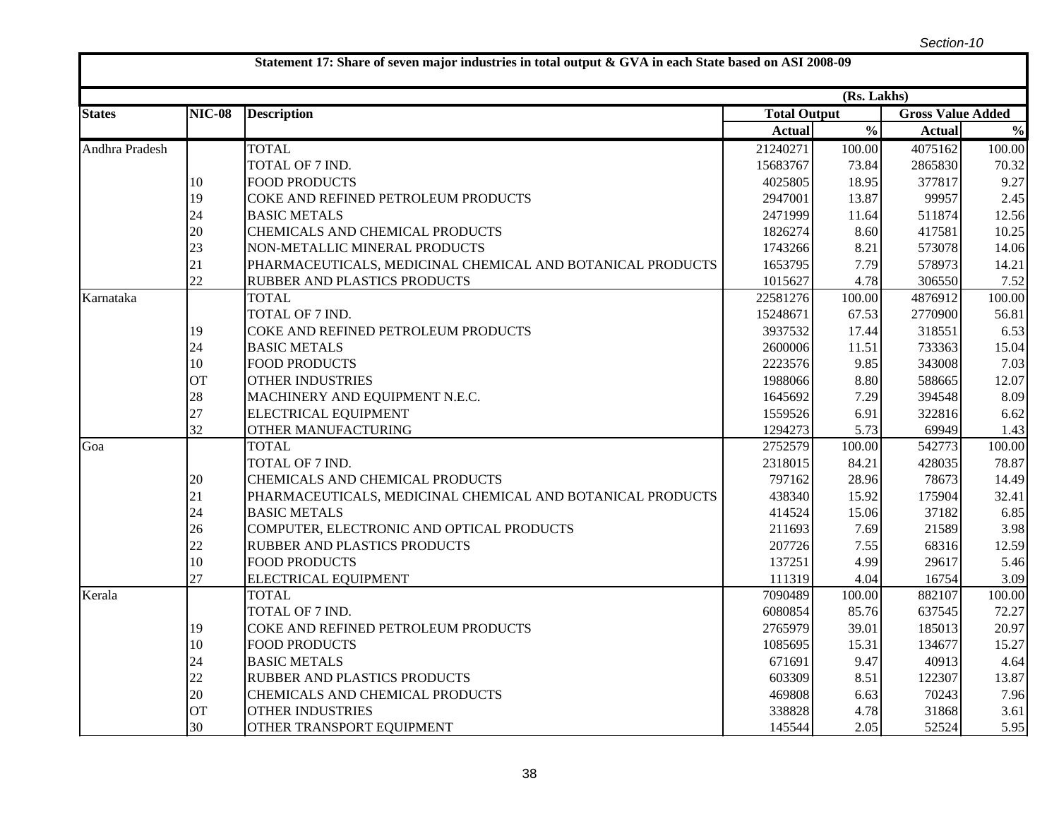Section-10

**Statement 17: Share of seven major industries in total output & GVA in each State based on ASI 2008-09**

(Rs. Lakhs)

| States | NIC-08 | Description | Total Output | | Gross Value Added | |
|---|---|---|---|---|---|---|
| | | | Actual | % | Actual | % |
| Andhra Pradesh | | TOTAL | 21240271 | 100.00 | 4075162 | 100.00 |
| | | TOTAL OF 7 IND. | 15683767 | 73.84 | 2865830 | 70.32 |
| | 10 | FOOD PRODUCTS | 4025805 | 18.95 | 377817 | 9.27 |
| | 19 | COKE AND REFINED PETROLEUM PRODUCTS | 2947001 | 13.87 | 99957 | 2.45 |
| | 24 | BASIC METALS | 2471999 | 11.64 | 511874 | 12.56 |
| | 20 | CHEMICALS AND CHEMICAL PRODUCTS | 1826274 | 8.60 | 417581 | 10.25 |
| | 23 | NON-METALLIC MINERAL PRODUCTS | 1743266 | 8.21 | 573078 | 14.06 |
| | 21 | PHARMACEUTICALS, MEDICINAL CHEMICAL AND BOTANICAL PRODUCTS | 1653795 | 7.79 | 578973 | 14.21 |
| | 22 | RUBBER AND PLASTICS PRODUCTS | 1015627 | 4.78 | 306550 | 7.52 |
| Karnataka | | TOTAL | 22581276 | 100.00 | 4876912 | 100.00 |
| | | TOTAL OF 7 IND. | 15248671 | 67.53 | 2770900 | 56.81 |
| | 19 | COKE AND REFINED PETROLEUM PRODUCTS | 3937532 | 17.44 | 318551 | 6.53 |
| | 24 | BASIC METALS | 2600006 | 11.51 | 733363 | 15.04 |
| | 10 | FOOD PRODUCTS | 2223576 | 9.85 | 343008 | 7.03 |
| | OT | OTHER INDUSTRIES | 1988066 | 8.80 | 588665 | 12.07 |
| | 28 | MACHINERY AND EQUIPMENT N.E.C. | 1645692 | 7.29 | 394548 | 8.09 |
| | 27 | ELECTRICAL EQUIPMENT | 1559526 | 6.91 | 322816 | 6.62 |
| | 32 | OTHER MANUFACTURING | 1294273 | 5.73 | 69949 | 1.43 |
| Goa | | TOTAL | 2752579 | 100.00 | 542773 | 100.00 |
| | | TOTAL OF 7 IND. | 2318015 | 84.21 | 428035 | 78.87 |
| | 20 | CHEMICALS AND CHEMICAL PRODUCTS | 797162 | 28.96 | 78673 | 14.49 |
| | 21 | PHARMACEUTICALS, MEDICINAL CHEMICAL AND BOTANICAL PRODUCTS | 438340 | 15.92 | 175904 | 32.41 |
| | 24 | BASIC METALS | 414524 | 15.06 | 37182 | 6.85 |
| | 26 | COMPUTER, ELECTRONIC AND OPTICAL PRODUCTS | 211693 | 7.69 | 21589 | 3.98 |
| | 22 | RUBBER AND PLASTICS PRODUCTS | 207726 | 7.55 | 68316 | 12.59 |
| | 10 | FOOD PRODUCTS | 137251 | 4.99 | 29617 | 5.46 |
| | 27 | ELECTRICAL EQUIPMENT | 111319 | 4.04 | 16754 | 3.09 |
| Kerala | | TOTAL | 7090489 | 100.00 | 882107 | 100.00 |
| | | TOTAL OF 7 IND. | 6080854 | 85.76 | 637545 | 72.27 |
| | 19 | COKE AND REFINED PETROLEUM PRODUCTS | 2765979 | 39.01 | 185013 | 20.97 |
| | 10 | FOOD PRODUCTS | 1085695 | 15.31 | 134677 | 15.27 |
| | 24 | BASIC METALS | 671691 | 9.47 | 40913 | 4.64 |
| | 22 | RUBBER AND PLASTICS PRODUCTS | 603309 | 8.51 | 122307 | 13.87 |
| | 20 | CHEMICALS AND CHEMICAL PRODUCTS | 469808 | 6.63 | 70243 | 7.96 |
| | OT | OTHER INDUSTRIES | 338828 | 4.78 | 31868 | 3.61 |
| | 30 | OTHER TRANSPORT EQUIPMENT | 145544 | 2.05 | 52524 | 5.95 |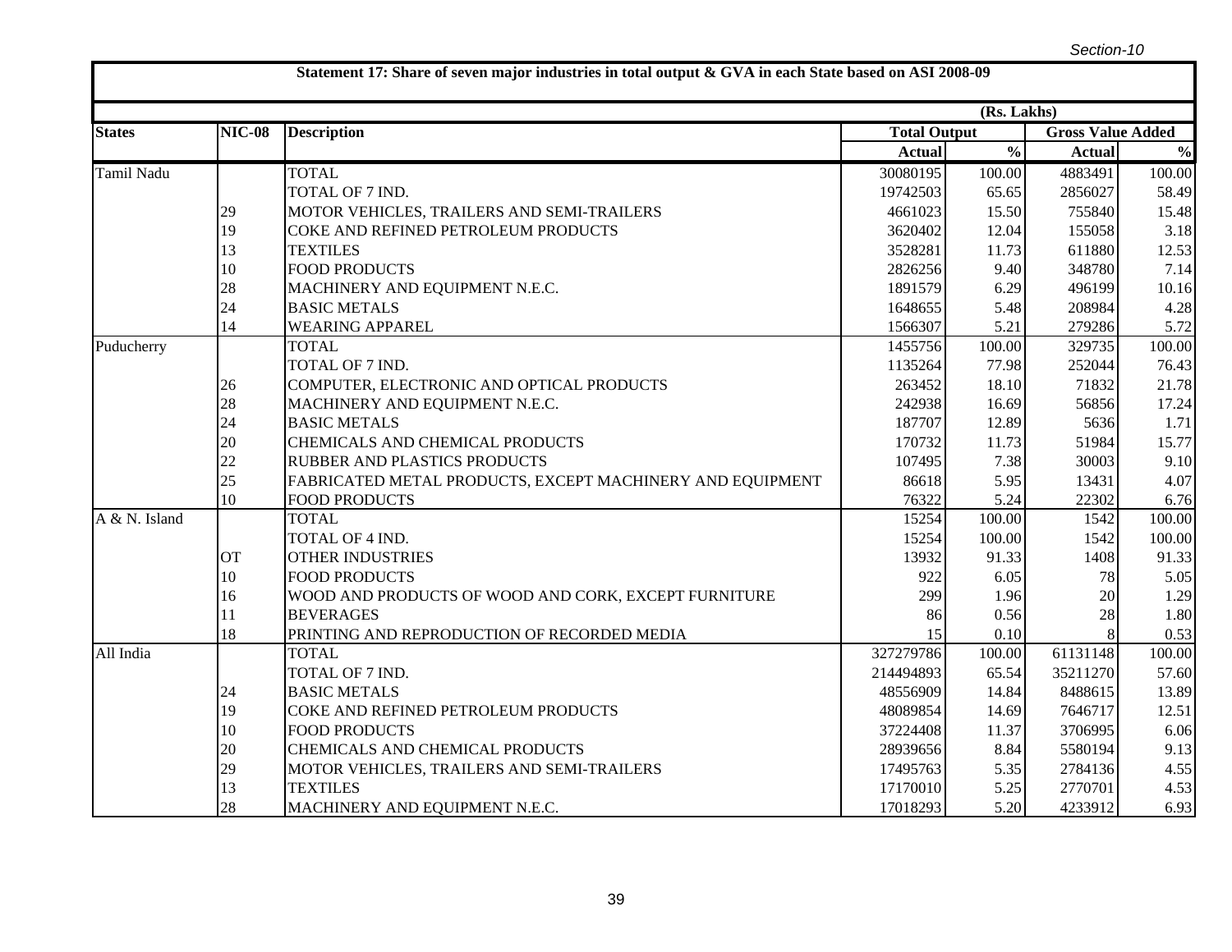Section-10

**Statement 17: Share of seven major industries in total output & GVA in each State based on ASI 2008-09**

(Rs. Lakhs)

| States | NIC-08 | Description | Total Output | | Gross Value Added | |
|---|---|---|---|---|---|---|
| | | | Actual | % | Actual | % |
| Tamil Nadu | | TOTAL | 30080195 | 100.00 | 4883491 | 100.00 |
| | | TOTAL OF 7 IND. | 19742503 | 65.65 | 2856027 | 58.49 |
| | 29 | MOTOR VEHICLES, TRAILERS AND SEMI-TRAILERS | 4661023 | 15.50 | 755840 | 15.48 |
| | 19 | COKE AND REFINED PETROLEUM PRODUCTS | 3620402 | 12.04 | 155058 | 3.18 |
| | 13 | TEXTILES | 3528281 | 11.73 | 611880 | 12.53 |
| | 10 | FOOD PRODUCTS | 2826256 | 9.40 | 348780 | 7.14 |
| | 28 | MACHINERY AND EQUIPMENT N.E.C. | 1891579 | 6.29 | 496199 | 10.16 |
| | 24 | BASIC METALS | 1648655 | 5.48 | 208984 | 4.28 |
| | 14 | WEARING APPAREL | 1566307 | 5.21 | 279286 | 5.72 |
| Puducherry | | TOTAL | 1455756 | 100.00 | 329735 | 100.00 |
| | | TOTAL OF 7 IND. | 1135264 | 77.98 | 252044 | 76.43 |
| | 26 | COMPUTER, ELECTRONIC AND OPTICAL PRODUCTS | 263452 | 18.10 | 71832 | 21.78 |
| | 28 | MACHINERY AND EQUIPMENT N.E.C. | 242938 | 16.69 | 56856 | 17.24 |
| | 24 | BASIC METALS | 187707 | 12.89 | 5636 | 1.71 |
| | 20 | CHEMICALS AND CHEMICAL PRODUCTS | 170732 | 11.73 | 51984 | 15.77 |
| | 22 | RUBBER AND PLASTICS PRODUCTS | 107495 | 7.38 | 30003 | 9.10 |
| | 25 | FABRICATED METAL PRODUCTS, EXCEPT MACHINERY AND EQUIPMENT | 86618 | 5.95 | 13431 | 4.07 |
| | 10 | FOOD PRODUCTS | 76322 | 5.24 | 22302 | 6.76 |
| A & N. Island | | TOTAL | 15254 | 100.00 | 1542 | 100.00 |
| | | TOTAL OF 4 IND. | 15254 | 100.00 | 1542 | 100.00 |
| | OT | OTHER INDUSTRIES | 13932 | 91.33 | 1408 | 91.33 |
| | 10 | FOOD PRODUCTS | 922 | 6.05 | 78 | 5.05 |
| | 16 | WOOD AND PRODUCTS OF WOOD AND CORK, EXCEPT FURNITURE | 299 | 1.96 | 20 | 1.29 |
| | 11 | BEVERAGES | 86 | 0.56 | 28 | 1.80 |
| | 18 | PRINTING AND REPRODUCTION OF RECORDED MEDIA | 15 | 0.10 | 8 | 0.53 |
| All India | | TOTAL | 327279786 | 100.00 | 61131148 | 100.00 |
| | | TOTAL OF 7 IND. | 214494893 | 65.54 | 35211270 | 57.60 |
| | 24 | BASIC METALS | 48556909 | 14.84 | 8488615 | 13.89 |
| | 19 | COKE AND REFINED PETROLEUM PRODUCTS | 48089854 | 14.69 | 7646717 | 12.51 |
| | 10 | FOOD PRODUCTS | 37224408 | 11.37 | 3706995 | 6.06 |
| | 20 | CHEMICALS AND CHEMICAL PRODUCTS | 28939656 | 8.84 | 5580194 | 9.13 |
| | 29 | MOTOR VEHICLES, TRAILERS AND SEMI-TRAILERS | 17495763 | 5.35 | 2784136 | 4.55 |
| | 13 | TEXTILES | 17170010 | 5.25 | 2770701 | 4.53 |
| | 28 | MACHINERY AND EQUIPMENT N.E.C. | 17018293 | 5.20 | 4233912 | 6.93 |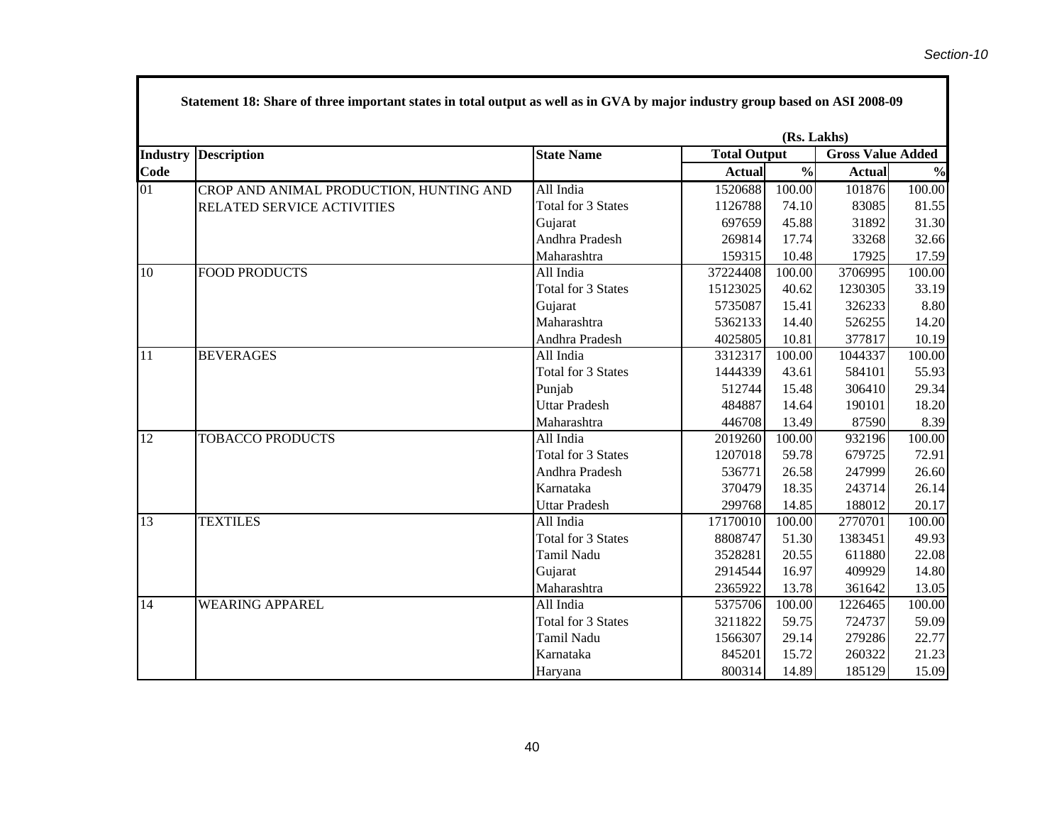**Statement 18: Share of three important states in total output as well as in GVA by major industry group based on ASI 2008-09**

(Rs. Lakhs)

| Industry Code | Description | State Name | Total Output | | Gross Value Added | |
|---|---|---|---|---|---|---|
| | | | Actual | % | Actual | % |
| 01 | CROP AND ANIMAL PRODUCTION, HUNTING AND RELATED SERVICE ACTIVITIES | All India | 1520688 | 100.00 | 101876 | 100.00 |
| | | Total for 3 States | 1126788 | 74.10 | 83085 | 81.55 |
| | | Gujarat | 697659 | 45.88 | 31892 | 31.30 |
| | | Andhra Pradesh | 269814 | 17.74 | 33268 | 32.66 |
| | | Maharashtra | 159315 | 10.48 | 17925 | 17.59 |
| 10 | FOOD PRODUCTS | All India | 37224408 | 100.00 | 3706995 | 100.00 |
| | | Total for 3 States | 15123025 | 40.62 | 1230305 | 33.19 |
| | | Gujarat | 5735087 | 15.41 | 326233 | 8.80 |
| | | Maharashtra | 5362133 | 14.40 | 526255 | 14.20 |
| | | Andhra Pradesh | 4025805 | 10.81 | 377817 | 10.19 |
| 11 | BEVERAGES | All India | 3312317 | 100.00 | 1044337 | 100.00 |
| | | Total for 3 States | 1444339 | 43.61 | 584101 | 55.93 |
| | | Punjab | 512744 | 15.48 | 306410 | 29.34 |
| | | Uttar Pradesh | 484887 | 14.64 | 190101 | 18.20 |
| | | Maharashtra | 446708 | 13.49 | 87590 | 8.39 |
| 12 | TOBACCO PRODUCTS | All India | 2019260 | 100.00 | 932196 | 100.00 |
| | | Total for 3 States | 1207018 | 59.78 | 679725 | 72.91 |
| | | Andhra Pradesh | 536771 | 26.58 | 247999 | 26.60 |
| | | Karnataka | 370479 | 18.35 | 243714 | 26.14 |
| | | Uttar Pradesh | 299768 | 14.85 | 188012 | 20.17 |
| 13 | TEXTILES | All India | 17170010 | 100.00 | 2770701 | 100.00 |
| | | Total for 3 States | 8808747 | 51.30 | 1383451 | 49.93 |
| | | Tamil Nadu | 3528281 | 20.55 | 611880 | 22.08 |
| | | Gujarat | 2914544 | 16.97 | 409929 | 14.80 |
| | | Maharashtra | 2365922 | 13.78 | 361642 | 13.05 |
| 14 | WEARING APPAREL | All India | 5375706 | 100.00 | 1226465 | 100.00 |
| | | Total for 3 States | 3211822 | 59.75 | 724737 | 59.09 |
| | | Tamil Nadu | 1566307 | 29.14 | 279286 | 22.77 |
| | | Karnataka | 845201 | 15.72 | 260322 | 21.23 |
| | | Haryana | 800314 | 14.89 | 185129 | 15.09 |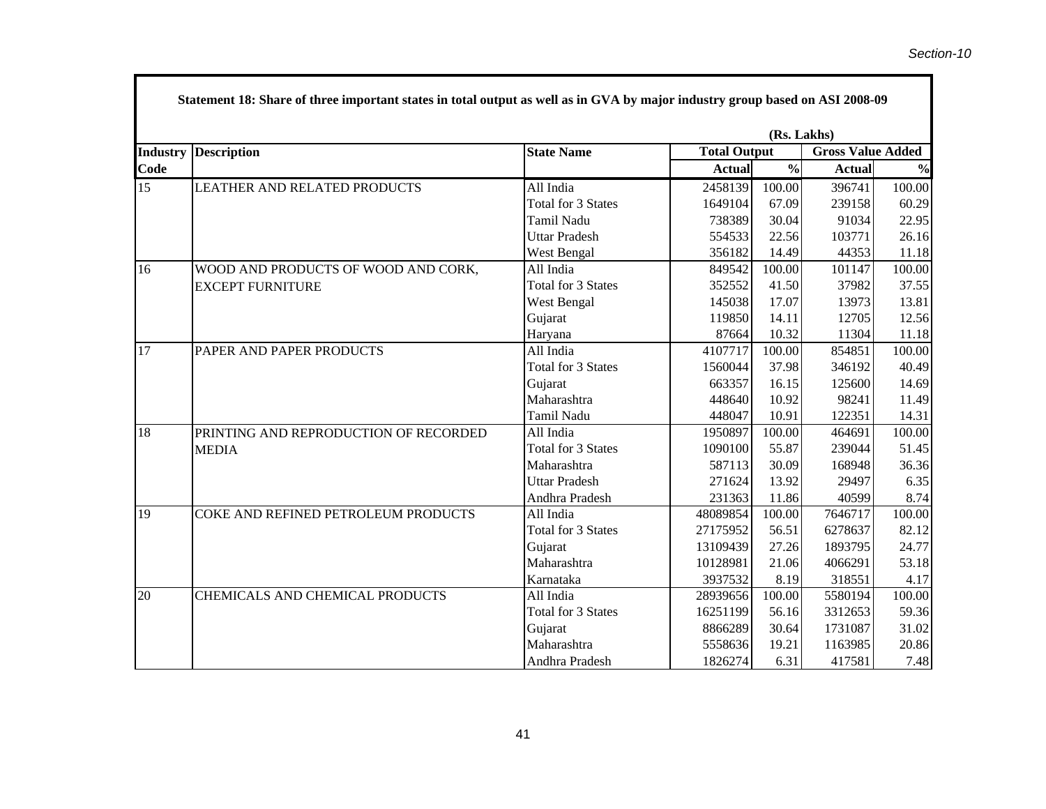**Statement 18: Share of three important states in total output as well as in GVA by major industry group based on ASI 2008-09**

(Rs. Lakhs)

| Industry Code | Description | State Name | Total Output | | Gross Value Added | |
|---|---|---|---|---|---|---|
| | | | Actual | % | Actual | % |
| 15 | LEATHER AND RELATED PRODUCTS | All India | 2458139 | 100.00 | 396741 | 100.00 |
| | | Total for 3 States | 1649104 | 67.09 | 239158 | 60.29 |
| | | Tamil Nadu | 738389 | 30.04 | 91034 | 22.95 |
| | | Uttar Pradesh | 554533 | 22.56 | 103771 | 26.16 |
| | | West Bengal | 356182 | 14.49 | 44353 | 11.18 |
| 16 | WOOD AND PRODUCTS OF WOOD AND CORK, EXCEPT FURNITURE | All India | 849542 | 100.00 | 101147 | 100.00 |
| | | Total for 3 States | 352552 | 41.50 | 37982 | 37.55 |
| | | West Bengal | 145038 | 17.07 | 13973 | 13.81 |
| | | Gujarat | 119850 | 14.11 | 12705 | 12.56 |
| | | Haryana | 87664 | 10.32 | 11304 | 11.18 |
| 17 | PAPER AND PAPER PRODUCTS | All India | 4107717 | 100.00 | 854851 | 100.00 |
| | | Total for 3 States | 1560044 | 37.98 | 346192 | 40.49 |
| | | Gujarat | 663357 | 16.15 | 125600 | 14.69 |
| | | Maharashtra | 448640 | 10.92 | 98241 | 11.49 |
| | | Tamil Nadu | 448047 | 10.91 | 122351 | 14.31 |
| 18 | PRINTING AND REPRODUCTION OF RECORDED MEDIA | All India | 1950897 | 100.00 | 464691 | 100.00 |
| | | Total for 3 States | 1090100 | 55.87 | 239044 | 51.45 |
| | | Maharashtra | 587113 | 30.09 | 168948 | 36.36 |
| | | Uttar Pradesh | 271624 | 13.92 | 29497 | 6.35 |
| | | Andhra Pradesh | 231363 | 11.86 | 40599 | 8.74 |
| 19 | COKE AND REFINED PETROLEUM PRODUCTS | All India | 48089854 | 100.00 | 7646717 | 100.00 |
| | | Total for 3 States | 27175952 | 56.51 | 6278637 | 82.12 |
| | | Gujarat | 13109439 | 27.26 | 1893795 | 24.77 |
| | | Maharashtra | 10128981 | 21.06 | 4066291 | 53.18 |
| | | Karnataka | 3937532 | 8.19 | 318551 | 4.17 |
| 20 | CHEMICALS AND CHEMICAL PRODUCTS | All India | 28939656 | 100.00 | 5580194 | 100.00 |
| | | Total for 3 States | 16251199 | 56.16 | 3312653 | 59.36 |
| | | Gujarat | 8866289 | 30.64 | 1731087 | 31.02 |
| | | Maharashtra | 5558636 | 19.21 | 1163985 | 20.86 |
| | | Andhra Pradesh | 1826274 | 6.31 | 417581 | 7.48 |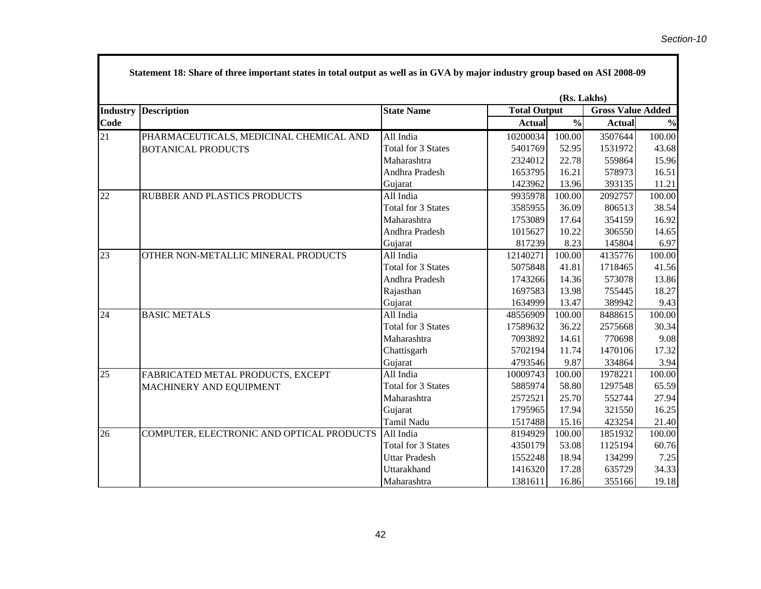**Statement 18: Share of three important states in total output as well as in GVA by major industry group based on ASI 2008-09**

(Rs. Lakhs)

| Industry Code | Description | State Name | Total Output | | Gross Value Added | |
|---|---|---|---|---|---|---|
| | | | Actual | % | Actual | % |
| 21 | PHARMACEUTICALS, MEDICINAL CHEMICAL AND BOTANICAL PRODUCTS | All India | 10200034 | 100.00 | 3507644 | 100.00 |
| | | Total for 3 States | 5401769 | 52.95 | 1531972 | 43.68 |
| | | Maharashtra | 2324012 | 22.78 | 559864 | 15.96 |
| | | Andhra Pradesh | 1653795 | 16.21 | 578973 | 16.51 |
| | | Gujarat | 1423962 | 13.96 | 393135 | 11.21 |
| 22 | RUBBER AND PLASTICS PRODUCTS | All India | 9935978 | 100.00 | 2092757 | 100.00 |
| | | Total for 3 States | 3585955 | 36.09 | 806513 | 38.54 |
| | | Maharashtra | 1753089 | 17.64 | 354159 | 16.92 |
| | | Andhra Pradesh | 1015627 | 10.22 | 306550 | 14.65 |
| | | Gujarat | 817239 | 8.23 | 145804 | 6.97 |
| 23 | OTHER NON-METALLIC MINERAL PRODUCTS | All India | 12140271 | 100.00 | 4135776 | 100.00 |
| | | Total for 3 States | 5075848 | 41.81 | 1718465 | 41.56 |
| | | Andhra Pradesh | 1743266 | 14.36 | 573078 | 13.86 |
| | | Rajasthan | 1697583 | 13.98 | 755445 | 18.27 |
| | | Gujarat | 1634999 | 13.47 | 389942 | 9.43 |
| 24 | BASIC METALS | All India | 48556909 | 100.00 | 8488615 | 100.00 |
| | | Total for 3 States | 17589632 | 36.22 | 2575668 | 30.34 |
| | | Maharashtra | 7093892 | 14.61 | 770698 | 9.08 |
| | | Chattisgarh | 5702194 | 11.74 | 1470106 | 17.32 |
| | | Gujarat | 4793546 | 9.87 | 334864 | 3.94 |
| 25 | FABRICATED METAL PRODUCTS, EXCEPT MACHINERY AND EQUIPMENT | All India | 10009743 | 100.00 | 1978221 | 100.00 |
| | | Total for 3 States | 5885974 | 58.80 | 1297548 | 65.59 |
| | | Maharashtra | 2572521 | 25.70 | 552744 | 27.94 |
| | | Gujarat | 1795965 | 17.94 | 321550 | 16.25 |
| | | Tamil Nadu | 1517488 | 15.16 | 423254 | 21.40 |
| 26 | COMPUTER, ELECTRONIC AND OPTICAL PRODUCTS | All India | 8194929 | 100.00 | 1851932 | 100.00 |
| | | Total for 3 States | 4350179 | 53.08 | 1125194 | 60.76 |
| | | Uttar Pradesh | 1552248 | 18.94 | 134299 | 7.25 |
| | | Uttarakhand | 1416320 | 17.28 | 635729 | 34.33 |
| | | Maharashtra | 1381611 | 16.86 | 355166 | 19.18 |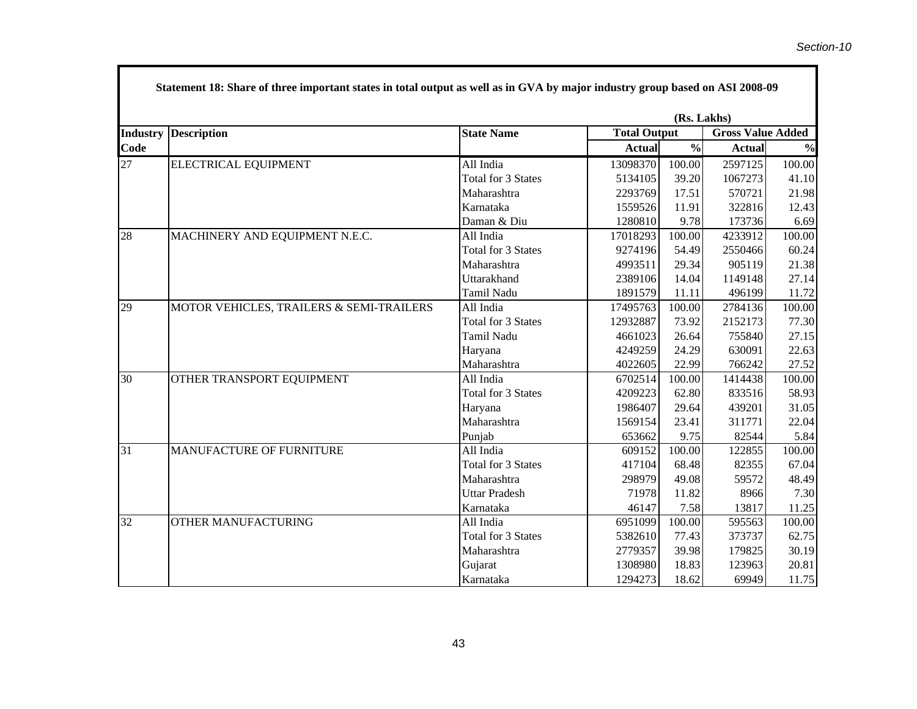**Statement 18: Share of three important states in total output as well as in GVA by major industry group based on ASI 2008-09**

(Rs. Lakhs)

| Industry Code | Description | State Name | Total Output | | Gross Value Added | |
|---|---|---|---|---|---|---|
| | | | Actual | % | Actual | % |
| 27 | ELECTRICAL EQUIPMENT | All India | 13098370 | 100.00 | 2597125 | 100.00 |
| | | Total for 3 States | 5134105 | 39.20 | 1067273 | 41.10 |
| | | Maharashtra | 2293769 | 17.51 | 570721 | 21.98 |
| | | Karnataka | 1559526 | 11.91 | 322816 | 12.43 |
| | | Daman & Diu | 1280810 | 9.78 | 173736 | 6.69 |
| 28 | MACHINERY AND EQUIPMENT N.E.C. | All India | 17018293 | 100.00 | 4233912 | 100.00 |
| | | Total for 3 States | 9274196 | 54.49 | 2550466 | 60.24 |
| | | Maharashtra | 4993511 | 29.34 | 905119 | 21.38 |
| | | Uttarakhand | 2389106 | 14.04 | 1149148 | 27.14 |
| | | Tamil Nadu | 1891579 | 11.11 | 496199 | 11.72 |
| 29 | MOTOR VEHICLES, TRAILERS & SEMI-TRAILERS | All India | 17495763 | 100.00 | 2784136 | 100.00 |
| | | Total for 3 States | 12932887 | 73.92 | 2152173 | 77.30 |
| | | Tamil Nadu | 4661023 | 26.64 | 755840 | 27.15 |
| | | Haryana | 4249259 | 24.29 | 630091 | 22.63 |
| | | Maharashtra | 4022605 | 22.99 | 766242 | 27.52 |
| 30 | OTHER TRANSPORT EQUIPMENT | All India | 6702514 | 100.00 | 1414438 | 100.00 |
| | | Total for 3 States | 4209223 | 62.80 | 833516 | 58.93 |
| | | Haryana | 1986407 | 29.64 | 439201 | 31.05 |
| | | Maharashtra | 1569154 | 23.41 | 311771 | 22.04 |
| | | Punjab | 653662 | 9.75 | 82544 | 5.84 |
| 31 | MANUFACTURE OF FURNITURE | All India | 609152 | 100.00 | 122855 | 100.00 |
| | | Total for 3 States | 417104 | 68.48 | 82355 | 67.04 |
| | | Maharashtra | 298979 | 49.08 | 59572 | 48.49 |
| | | Uttar Pradesh | 71978 | 11.82 | 8966 | 7.30 |
| | | Karnataka | 46147 | 7.58 | 13817 | 11.25 |
| 32 | OTHER MANUFACTURING | All India | 6951099 | 100.00 | 595563 | 100.00 |
| | | Total for 3 States | 5382610 | 77.43 | 373737 | 62.75 |
| | | Maharashtra | 2779357 | 39.98 | 179825 | 30.19 |
| | | Gujarat | 1308980 | 18.83 | 123963 | 20.81 |
| | | Karnataka | 1294273 | 18.62 | 69949 | 11.75 |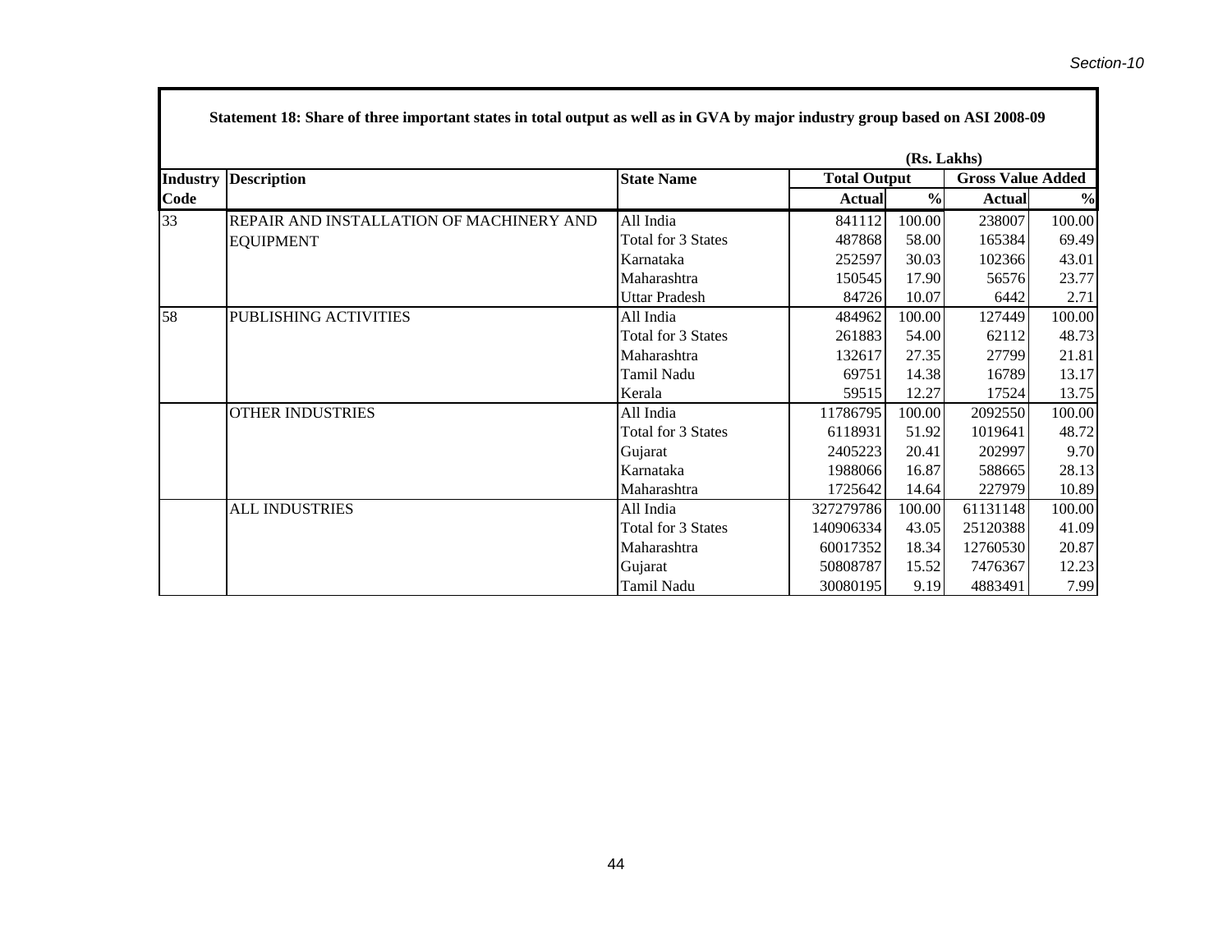**Statement 18: Share of three important states in total output as well as in GVA by major industry group based on ASI 2008-09**

(Rs. Lakhs)

| Industry Code | Description | State Name | Total Output | | Gross Value Added | |
|---|---|---|---|---|---|---|
| | | | Actual | % | Actual | % |
| 33 | REPAIR AND INSTALLATION OF MACHINERY AND EQUIPMENT | All India | 841112 | 100.00 | 238007 | 100.00 |
| | | Total for 3 States | 487868 | 58.00 | 165384 | 69.49 |
| | | Karnataka | 252597 | 30.03 | 102366 | 43.01 |
| | | Maharashtra | 150545 | 17.90 | 56576 | 23.77 |
| | | Uttar Pradesh | 84726 | 10.07 | 6442 | 2.71 |
| 58 | PUBLISHING ACTIVITIES | All India | 484962 | 100.00 | 127449 | 100.00 |
| | | Total for 3 States | 261883 | 54.00 | 62112 | 48.73 |
| | | Maharashtra | 132617 | 27.35 | 27799 | 21.81 |
| | | Tamil Nadu | 69751 | 14.38 | 16789 | 13.17 |
| | | Kerala | 59515 | 12.27 | 17524 | 13.75 |
| | OTHER INDUSTRIES | All India | 11786795 | 100.00 | 2092550 | 100.00 |
| | | Total for 3 States | 6118931 | 51.92 | 1019641 | 48.72 |
| | | Gujarat | 2405223 | 20.41 | 202997 | 9.70 |
| | | Karnataka | 1988066 | 16.87 | 588665 | 28.13 |
| | | Maharashtra | 1725642 | 14.64 | 227979 | 10.89 |
| | ALL INDUSTRIES | All India | 327279786 | 100.00 | 61131148 | 100.00 |
| | | Total for 3 States | 140906334 | 43.05 | 25120388 | 41.09 |
| | | Maharashtra | 60017352 | 18.34 | 12760530 | 20.87 |
| | | Gujarat | 50808787 | 15.52 | 7476367 | 12.23 |
| | | Tamil Nadu | 30080195 | 9.19 | 4883491 | 7.99 |